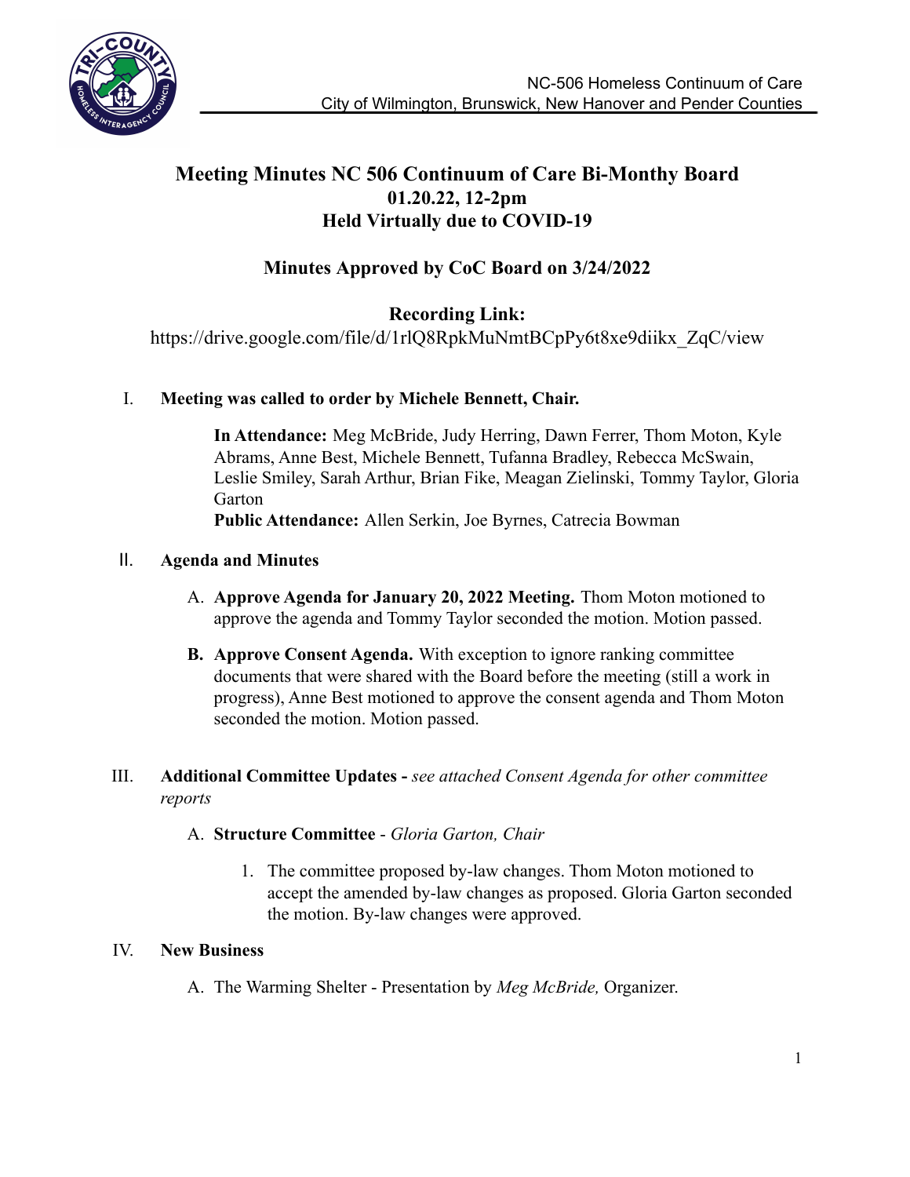NC-506 Homeless Continuum of Care
City of Wilmington, Brunswick, New Hanover and Pender Counties

# Meeting Minutes NC 506 Continuum of Care Bi-Monthy Board
## 01.20.22, 12-2pm
## Held Virtually due to COVID-19

## Minutes Approved by CoC Board on 3/24/2022

**Recording Link:**
https://drive.google.com/file/d/1rlQ8RpkMuNmtBCpPy6t8xe9diikx_ZqC/view

I. **Meeting was called to order by Michele Bennett, Chair.**

**In Attendance:** Meg McBride, Judy Herring, Dawn Ferrer, Thom Moton, Kyle Abrams, Anne Best, Michele Bennett, Tufanna Bradley, Rebecca McSwain, Leslie Smiley, Sarah Arthur, Brian Fike, Meagan Zielinski, Tommy Taylor, Gloria Garton
**Public Attendance:** Allen Serkin, Joe Byrnes, Catrecia Bowman

II. **Agenda and Minutes**

A. **Approve Agenda for January 20, 2022 Meeting.** Thom Moton motioned to approve the agenda and Tommy Taylor seconded the motion. Motion passed.

B. **Approve Consent Agenda.** With exception to ignore ranking committee documents that were shared with the Board before the meeting (still a work in progress), Anne Best motioned to approve the consent agenda and Thom Moton seconded the motion. Motion passed.

III. **Additional Committee Updates -** *see attached Consent Agenda for other committee reports*

A. **Structure Committee** - *Gloria Garton, Chair*

1. The committee proposed by-law changes. Thom Moton motioned to accept the amended by-law changes as proposed. Gloria Garton seconded the motion. By-law changes were approved.

IV. **New Business**

A. The Warming Shelter - Presentation by *Meg McBride,* Organizer.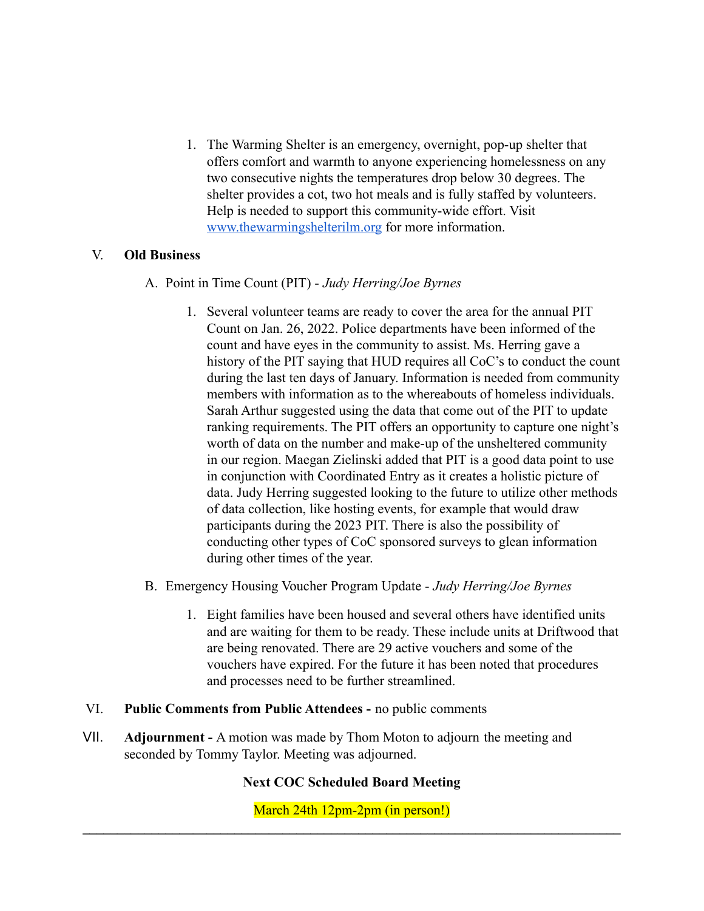1. The Warming Shelter is an emergency, overnight, pop-up shelter that offers comfort and warmth to anyone experiencing homelessness on any two consecutive nights the temperatures drop below 30 degrees. The shelter provides a cot, two hot meals and is fully staffed by volunteers. Help is needed to support this community-wide effort. Visit [www.thewarmingshelterilm.org](http://www.thewarmingshelterilm.org) for more information.

V. **Old Business**

A. Point in Time Count (PIT) - *Judy Herring/Joe Byrnes*

1. Several volunteer teams are ready to cover the area for the annual PIT Count on Jan. 26, 2022. Police departments have been informed of the count and have eyes in the community to assist. Ms. Herring gave a history of the PIT saying that HUD requires all CoC's to conduct the count during the last ten days of January. Information is needed from community members with information as to the whereabouts of homeless individuals. Sarah Arthur suggested using the data that come out of the PIT to update ranking requirements. The PIT offers an opportunity to capture one night's worth of data on the number and make-up of the unsheltered community in our region. Maegan Zielinski added that PIT is a good data point to use in conjunction with Coordinated Entry as it creates a holistic picture of data. Judy Herring suggested looking to the future to utilize other methods of data collection, like hosting events, for example that would draw participants during the 2023 PIT. There is also the possibility of conducting other types of CoC sponsored surveys to glean information during other times of the year.

B. Emergency Housing Voucher Program Update - *Judy Herring/Joe Byrnes*

1. Eight families have been housed and several others have identified units and are waiting for them to be ready. These include units at Driftwood that are being renovated. There are 29 active vouchers and some of the vouchers have expired. For the future it has been noted that procedures and processes need to be further streamlined.

VI. **Public Comments from Public Attendees -** no public comments

VII. **Adjournment -** A motion was made by Thom Moton to adjourn the meeting and seconded by Tommy Taylor. Meeting was adjourned.

**Next COC Scheduled Board Meeting**

March 24th 12pm-2pm (in person!)

---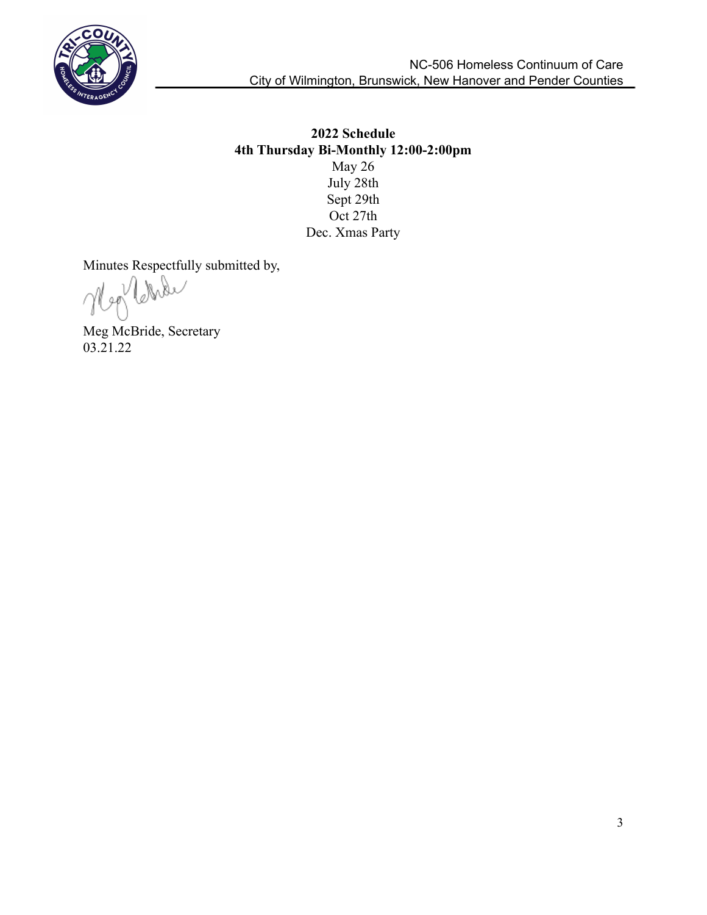**2022 Schedule**
**4th Thursday Bi-Monthly 12:00-2:00pm**
May 26
July 28th
Sept 29th
Oct 27th
Dec. Xmas Party

Minutes Respectfully submitted by,

Meg McBride, Secretary
03.21.22